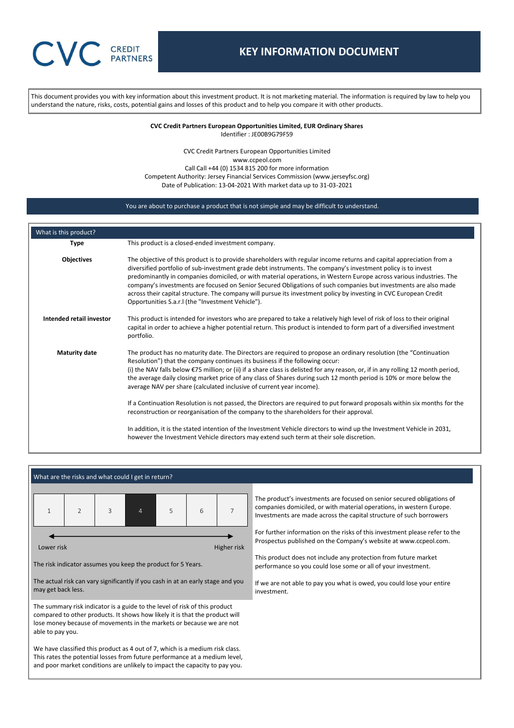CVC CREDIT PARTNERS

# KEY INFORMATION DOCUMENT

This document provides you with key information about this investment product. It is not marketing material. The information is required by law to help you understand the nature, risks, costs, potential gains and losses of this product and to help you compare it with other products.

**CVC Credit Partners European Opportunities Limited, EUR Ordinary Shares**
Identifier : JE00B9G79F59

CVC Credit Partners European Opportunities Limited
www.ccpeol.com
Call Call +44 (0) 1534 815 200 for more information
Competent Authority: Jersey Financial Services Commission (www.jerseyfsc.org)
Date of Publication: 13-04-2021 With market data up to 31-03-2021

You are about to purchase a product that is not simple and may be difficult to understand.

## What is this product?

**Type**

This product is a closed-ended investment company.

**Objectives**

The objective of this product is to provide shareholders with regular income returns and capital appreciation from a diversified portfolio of sub-investment grade debt instruments. The company's investment policy is to invest predominantly in companies domiciled, or with material operations, in Western Europe across various industries. The company's investments are focused on Senior Secured Obligations of such companies but investments are also made across their capital structure. The company will pursue its investment policy by investing in CVC European Credit Opportunities S.a.r.l (the "Investment Vehicle").

**Intended retail investor**

This product is intended for investors who are prepared to take a relatively high level of risk of loss to their original capital in order to achieve a higher potential return. This product is intended to form part of a diversified investment portfolio.

**Maturity date**

The product has no maturity date. The Directors are required to propose an ordinary resolution (the "Continuation Resolution") that the company continues its business if the following occur:
(i) the NAV falls below €75 million; or (ii) if a share class is delisted for any reason, or, if in any rolling 12 month period, the average daily closing market price of any class of Shares during such 12 month period is 10% or more below the average NAV per share (calculated inclusive of current year income).

If a Continuation Resolution is not passed, the Directors are required to put forward proposals within six months for the reconstruction or reorganisation of the company to the shareholders for their approval.

In addition, it is the stated intention of the Investment Vehicle directors to wind up the Investment Vehicle in 2031, however the Investment Vehicle directors may extend such term at their sole discretion.

## What are the risks and what could I get in return?

| 1 | 2 | 3 | **4** | 5 | 6 | 7 |
|---|---|---|---|---|---|---|

Lower risk ← → Higher risk

The risk indicator assumes you keep the product for 5 Years.

The actual risk can vary significantly if you cash in at an early stage and you may get back less.

The summary risk indicator is a guide to the level of risk of this product compared to other products. It shows how likely it is that the product will lose money because of movements in the markets or because we are not able to pay you.

We have classified this product as 4 out of 7, which is a medium risk class. This rates the potential losses from future performance at a medium level, and poor market conditions are unlikely to impact the capacity to pay you.

The product's investments are focused on senior secured obligations of companies domiciled, or with material operations, in western Europe. Investments are made across the capital structure of such borrowers

For further information on the risks of this investment please refer to the Prospectus published on the Company's website at www.ccpeol.com.

This product does not include any protection from future market performance so you could lose some or all of your investment.

If we are not able to pay you what is owed, you could lose your entire investment.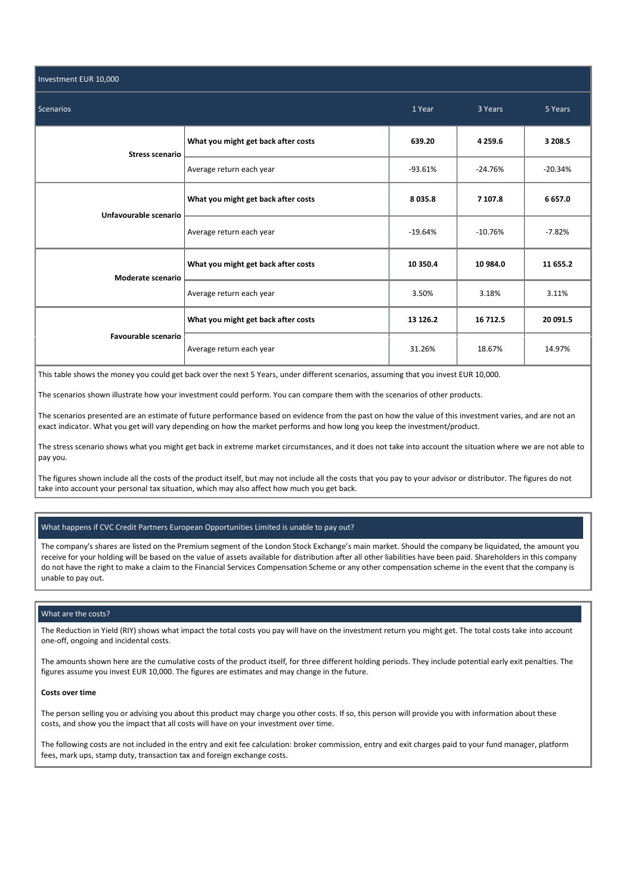| Investment EUR 10,000 | | | | |
|---|---|---|---|---|
| **Scenarios** | | **1 Year** | **3 Years** | **5 Years** |
| **Stress scenario** | **What you might get back after costs** | **639.20** | **4 259.6** | **3 208.5** |
| | Average return each year | -93.61% | -24.76% | -20.34% |
| **Unfavourable scenario** | **What you might get back after costs** | **8 035.8** | **7 107.8** | **6 657.0** |
| | Average return each year | -19.64% | -10.76% | -7.82% |
| **Moderate scenario** | **What you might get back after costs** | **10 350.4** | **10 984.0** | **11 655.2** |
| | Average return each year | 3.50% | 3.18% | 3.11% |
| **Favourable scenario** | **What you might get back after costs** | **13 126.2** | **16 712.5** | **20 091.5** |
| | Average return each year | 31.26% | 18.67% | 14.97% |

This table shows the money you could get back over the next 5 Years, under different scenarios, assuming that you invest EUR 10,000.

The scenarios shown illustrate how your investment could perform. You can compare them with the scenarios of other products.

The scenarios presented are an estimate of future performance based on evidence from the past on how the value of this investment varies, and are not an exact indicator. What you get will vary depending on how the market performs and how long you keep the investment/product.

The stress scenario shows what you might get back in extreme market circumstances, and it does not take into account the situation where we are not able to pay you.

The figures shown include all the costs of the product itself, but may not include all the costs that you pay to your advisor or distributor. The figures do not take into account your personal tax situation, which may also affect how much you get back.

## What happens if CVC Credit Partners European Opportunities Limited is unable to pay out?

The company's shares are listed on the Premium segment of the London Stock Exchange's main market. Should the company be liquidated, the amount you receive for your holding will be based on the value of assets available for distribution after all other liabilities have been paid. Shareholders in this company do not have the right to make a claim to the Financial Services Compensation Scheme or any other compensation scheme in the event that the company is unable to pay out.

## What are the costs?

The Reduction in Yield (RIY) shows what impact the total costs you pay will have on the investment return you might get. The total costs take into account one-off, ongoing and incidental costs.

The amounts shown here are the cumulative costs of the product itself, for three different holding periods. They include potential early exit penalties. The figures assume you invest EUR 10,000. The figures are estimates and may change in the future.

**Costs over time**

The person selling you or advising you about this product may charge you other costs. If so, this person will provide you with information about these costs, and show you the impact that all costs will have on your investment over time.

The following costs are not included in the entry and exit fee calculation: broker commission, entry and exit charges paid to your fund manager, platform fees, mark ups, stamp duty, transaction tax and foreign exchange costs.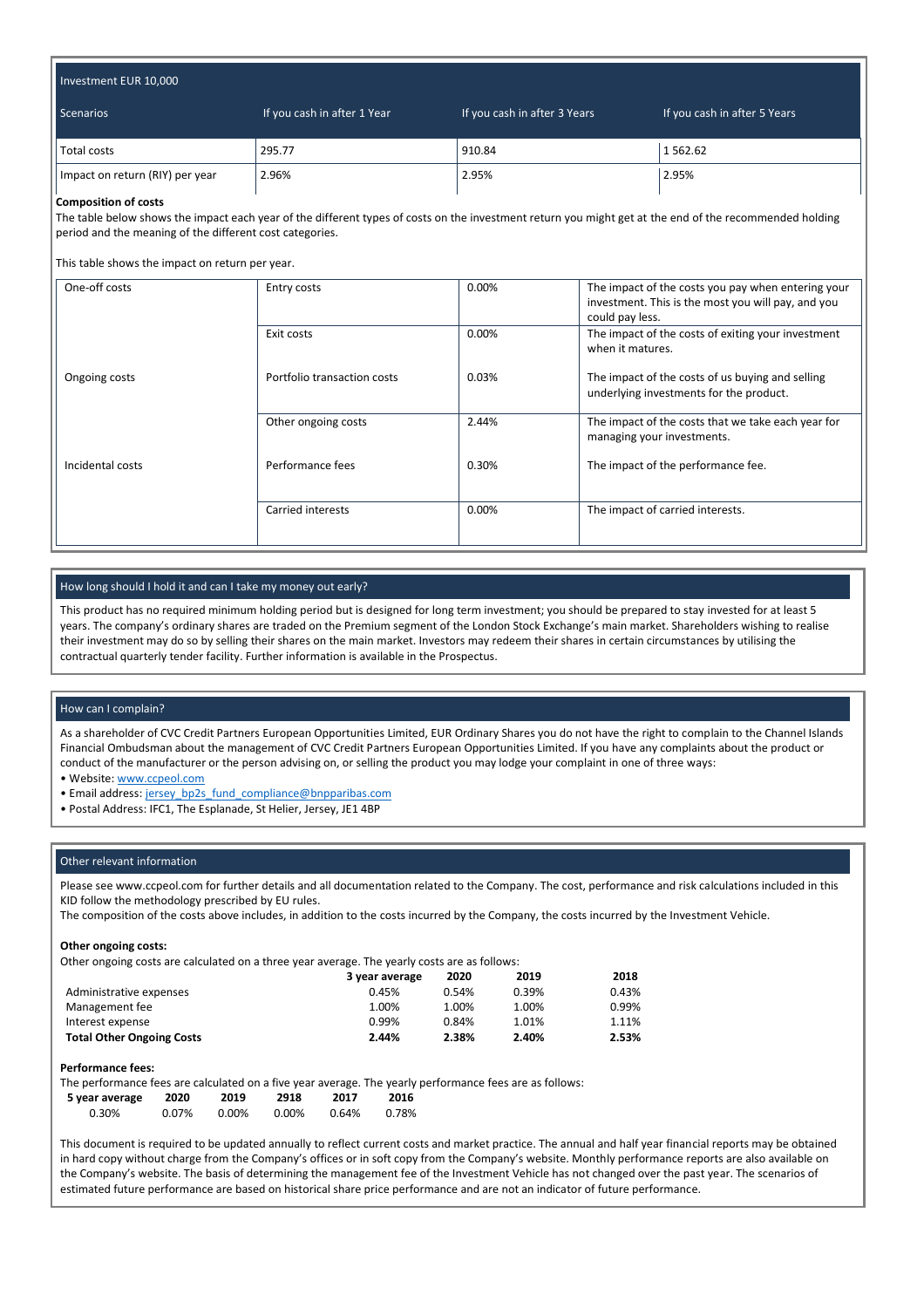| Investment EUR 10,000 | | | |
|---|---|---|---|
| Scenarios | If you cash in after 1 Year | If you cash in after 3 Years | If you cash in after 5 Years |
| Total costs | 295.77 | 910.84 | 1 562.62 |
| Impact on return (RIY) per year | 2.96% | 2.95% | 2.95% |

**Composition of costs**

The table below shows the impact each year of the different types of costs on the investment return you might get at the end of the recommended holding period and the meaning of the different cost categories.

This table shows the impact on return per year.

| | | | |
|---|---|---|---|
| One-off costs | Entry costs | 0.00% | The impact of the costs you pay when entering your investment. This is the most you will pay, and you could pay less. |
| | Exit costs | 0.00% | The impact of the costs of exiting your investment when it matures. |
| Ongoing costs | Portfolio transaction costs | 0.03% | The impact of the costs of us buying and selling underlying investments for the product. |
| | Other ongoing costs | 2.44% | The impact of the costs that we take each year for managing your investments. |
| Incidental costs | Performance fees | 0.30% | The impact of the performance fee. |
| | Carried interests | 0.00% | The impact of carried interests. |

## How long should I hold it and can I take my money out early?

This product has no required minimum holding period but is designed for long term investment; you should be prepared to stay invested for at least 5 years. The company's ordinary shares are traded on the Premium segment of the London Stock Exchange's main market. Shareholders wishing to realise their investment may do so by selling their shares on the main market. Investors may redeem their shares in certain circumstances by utilising the contractual quarterly tender facility. Further information is available in the Prospectus.

## How can I complain?

As a shareholder of CVC Credit Partners European Opportunities Limited, EUR Ordinary Shares you do not have the right to complain to the Channel Islands Financial Ombudsman about the management of CVC Credit Partners European Opportunities Limited. If you have any complaints about the product or conduct of the manufacturer or the person advising on, or selling the product you may lodge your complaint in one of three ways:

- Website: www.ccpeol.com
- Email address: jersey_bp2s_fund_compliance@bnpparibas.com
- Postal Address: IFC1, The Esplanade, St Helier, Jersey, JE1 4BP

## Other relevant information

Please see www.ccpeol.com for further details and all documentation related to the Company. The cost, performance and risk calculations included in this KID follow the methodology prescribed by EU rules.

The composition of the costs above includes, in addition to the costs incurred by the Company, the costs incurred by the Investment Vehicle.

**Other ongoing costs:**

Other ongoing costs are calculated on a three year average. The yearly costs are as follows:

| | 3 year average | 2020 | 2019 | 2018 |
|---|---|---|---|---|
| Administrative expenses | 0.45% | 0.54% | 0.39% | 0.43% |
| Management fee | 1.00% | 1.00% | 1.00% | 0.99% |
| Interest expense | 0.99% | 0.84% | 1.01% | 1.11% |
| **Total Other Ongoing Costs** | **2.44%** | **2.38%** | **2.40%** | **2.53%** |

**Performance fees:**

The performance fees are calculated on a five year average. The yearly performance fees are as follows:

| 5 year average | 2020 | 2019 | 2918 | 2017 | 2016 |
|---|---|---|---|---|---|
| 0.30% | 0.07% | 0.00% | 0.00% | 0.64% | 0.78% |

This document is required to be updated annually to reflect current costs and market practice. The annual and half year financial reports may be obtained in hard copy without charge from the Company's offices or in soft copy from the Company's website. Monthly performance reports are also available on the Company's website. The basis of determining the management fee of the Investment Vehicle has not changed over the past year. The scenarios of estimated future performance are based on historical share price performance and are not an indicator of future performance.